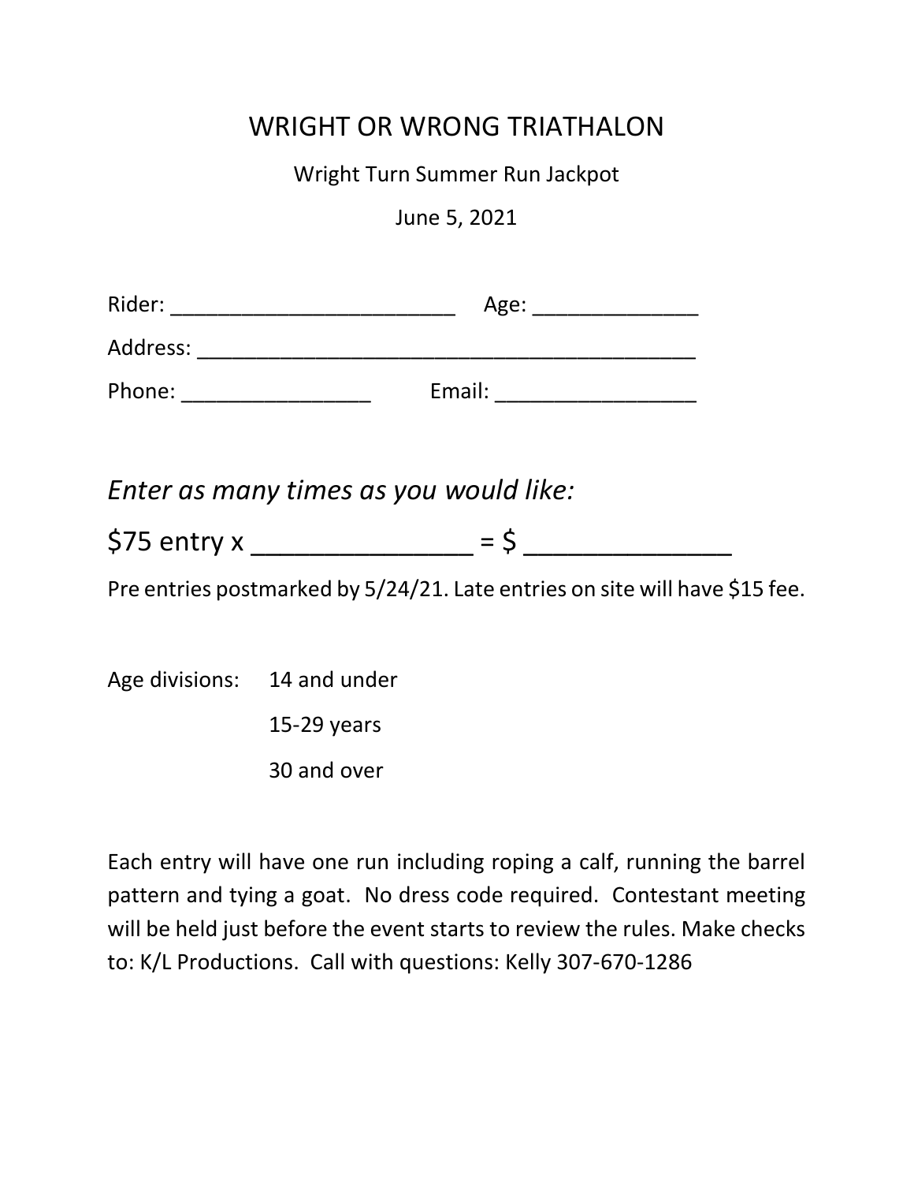# WRIGHT OR WRONG TRIATHALON

Wright Turn Summer Run Jackpot

June 5, 2021

Rider: ________________________ Age: ______________

Address: ___________________________________________

Phone: ________________ Email: _________________

*Enter as many times as you would like:*

$75 entry x _______________ = $ ______________

Pre entries postmarked by 5/24/21. Late entries on site will have $15 fee.

Age divisions: 14 and under

15-29 years

30 and over

Each entry will have one run including roping a calf, running the barrel pattern and tying a goat. No dress code required. Contestant meeting will be held just before the event starts to review the rules. Make checks to: K/L Productions. Call with questions: Kelly 307-670-1286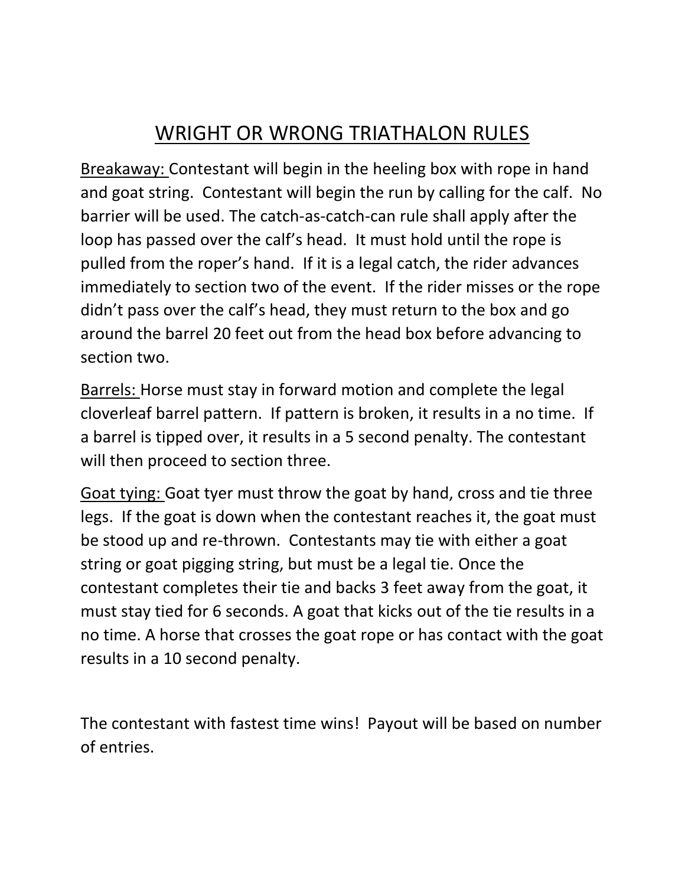# WRIGHT OR WRONG TRIATHALON RULES

Breakaway: Contestant will begin in the heeling box with rope in hand and goat string. Contestant will begin the run by calling for the calf. No barrier will be used. The catch-as-catch-can rule shall apply after the loop has passed over the calf's head. It must hold until the rope is pulled from the roper's hand. If it is a legal catch, the rider advances immediately to section two of the event. If the rider misses or the rope didn't pass over the calf's head, they must return to the box and go around the barrel 20 feet out from the head box before advancing to section two.

Barrels: Horse must stay in forward motion and complete the legal cloverleaf barrel pattern. If pattern is broken, it results in a no time. If a barrel is tipped over, it results in a 5 second penalty. The contestant will then proceed to section three.

Goat tying: Goat tyer must throw the goat by hand, cross and tie three legs. If the goat is down when the contestant reaches it, the goat must be stood up and re-thrown. Contestants may tie with either a goat string or goat pigging string, but must be a legal tie. Once the contestant completes their tie and backs 3 feet away from the goat, it must stay tied for 6 seconds. A goat that kicks out of the tie results in a no time. A horse that crosses the goat rope or has contact with the goat results in a 10 second penalty.

The contestant with fastest time wins! Payout will be based on number of entries.